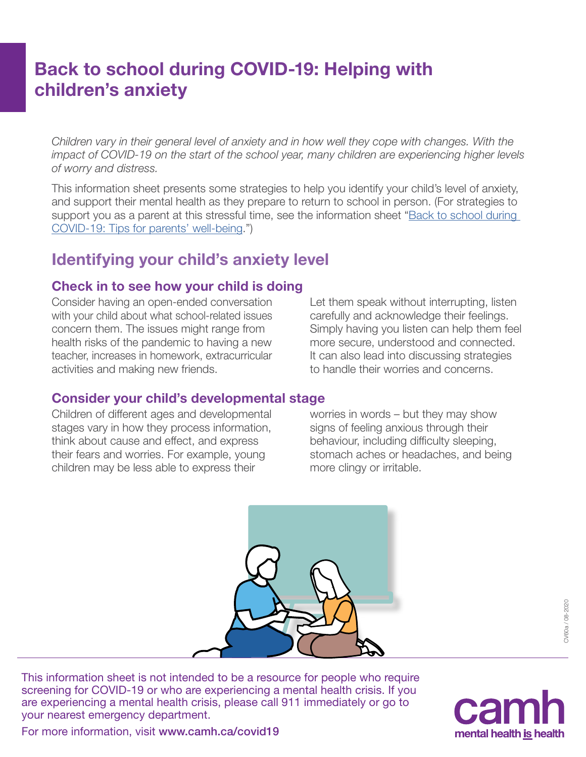# Back to school during COVID-19: Helping with children's anxiety

*Children vary in their general level of anxiety and in how well they cope with changes. With the impact of COVID-19 on the start of the school year, many children are experiencing higher levels of worry and distress.*

This information sheet presents some strategies to help you identify your child's level of anxiety, and support their mental health as they prepare to return to school in person. (For strategies to support you as a parent at this stressful time, see the information sheet "Back to school during COVID-19: Tips for parents' well-being.")

## Identifying your child's anxiety level

### Check in to see how your child is doing

Consider having an open-ended conversation with your child about what school-related issues concern them. The issues might range from health risks of the pandemic to having a new teacher, increases in homework, extracurricular activities and making new friends.

Let them speak without interrupting, listen carefully and acknowledge their feelings. Simply having you listen can help them feel more secure, understood and connected. It can also lead into discussing strategies to handle their worries and concerns.

### Consider your child's developmental stage

Children of different ages and developmental stages vary in how they process information, think about cause and effect, and express their fears and worries. For example, young children may be less able to express their worries in words – but they may show signs of feeling anxious through their behaviour, including difficulty sleeping, stomach aches or headaches, and being more clingy or irritable.

This information sheet is not intended to be a resource for people who require screening for COVID-19 or who are experiencing a mental health crisis. If you are experiencing a mental health crisis, please call 911 immediately or go to your nearest emergency department.

For more information, visit **www.camh.ca/covid19**

camh
mental health **is** health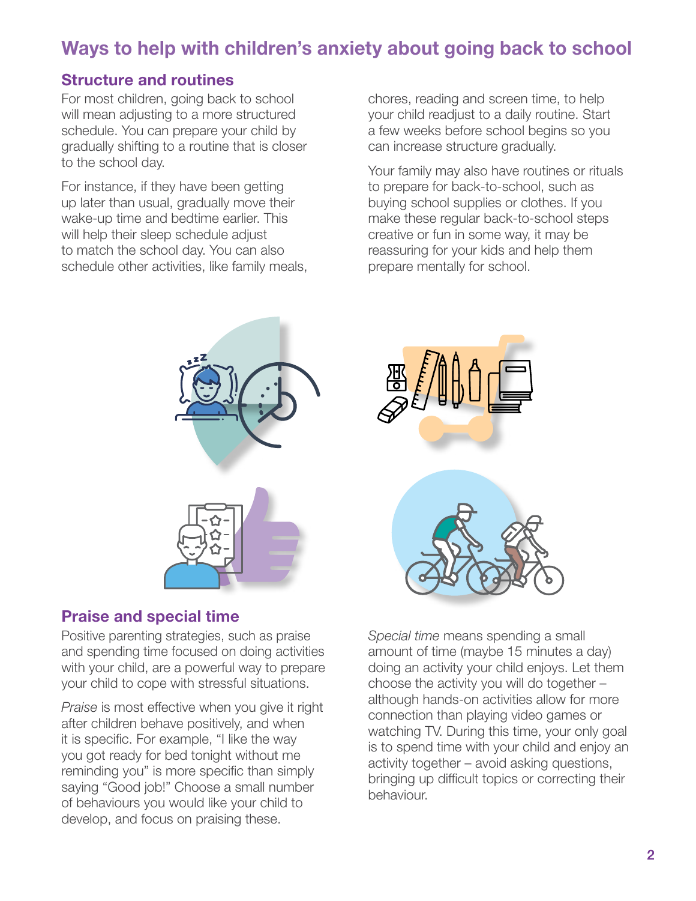# Ways to help with children's anxiety about going back to school

## Structure and routines

For most children, going back to school will mean adjusting to a more structured schedule. You can prepare your child by gradually shifting to a routine that is closer to the school day.

For instance, if they have been getting up later than usual, gradually move their wake-up time and bedtime earlier. This will help their sleep schedule adjust to match the school day. You can also schedule other activities, like family meals, chores, reading and screen time, to help your child readjust to a daily routine. Start a few weeks before school begins so you can increase structure gradually.

Your family may also have routines or rituals to prepare for back-to-school, such as buying school supplies or clothes. If you make these regular back-to-school steps creative or fun in some way, it may be reassuring for your kids and help them prepare mentally for school.

## Praise and special time

Positive parenting strategies, such as praise and spending time focused on doing activities with your child, are a powerful way to prepare your child to cope with stressful situations.

*Praise* is most effective when you give it right after children behave positively, and when it is specific. For example, "I like the way you got ready for bed tonight without me reminding you" is more specific than simply saying "Good job!" Choose a small number of behaviours you would like your child to develop, and focus on praising these.

*Special time* means spending a small amount of time (maybe 15 minutes a day) doing an activity your child enjoys. Let them choose the activity you will do together – although hands-on activities allow for more connection than playing video games or watching TV. During this time, your only goal is to spend time with your child and enjoy an activity together – avoid asking questions, bringing up difficult topics or correcting their behaviour.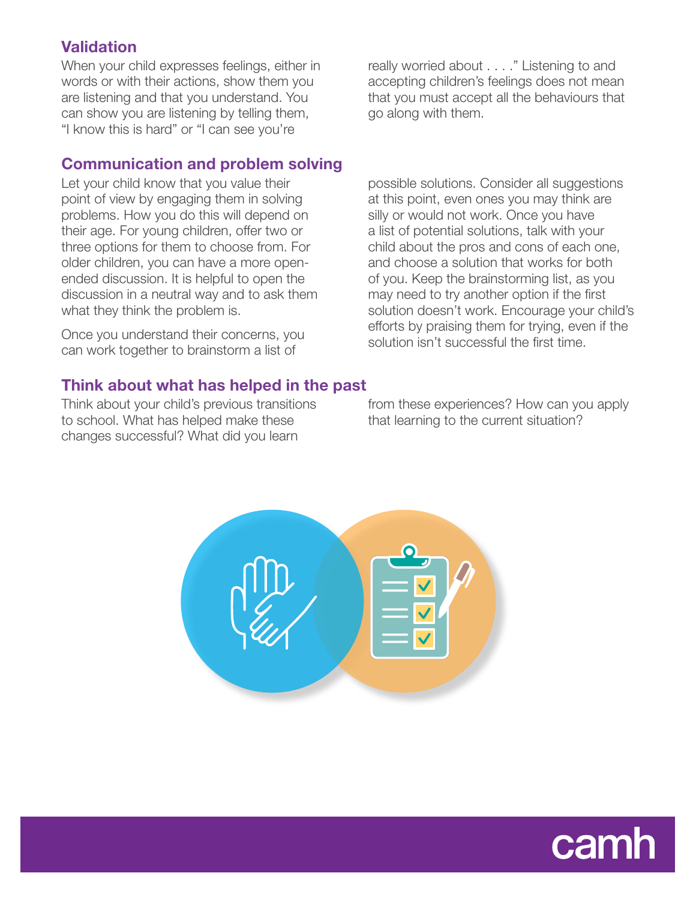## Validation

When your child expresses feelings, either in words or with their actions, show them you are listening and that you understand. You can show you are listening by telling them, "I know this is hard" or "I can see you're really worried about . . . ." Listening to and accepting children's feelings does not mean that you must accept all the behaviours that go along with them.

## Communication and problem solving

Let your child know that you value their point of view by engaging them in solving problems. How you do this will depend on their age. For young children, offer two or three options for them to choose from. For older children, you can have a more open-ended discussion. It is helpful to open the discussion in a neutral way and to ask them what they think the problem is.

Once you understand their concerns, you can work together to brainstorm a list of possible solutions. Consider all suggestions at this point, even ones you may think are silly or would not work. Once you have a list of potential solutions, talk with your child about the pros and cons of each one, and choose a solution that works for both of you. Keep the brainstorming list, as you may need to try another option if the first solution doesn't work. Encourage your child's efforts by praising them for trying, even if the solution isn't successful the first time.

## Think about what has helped in the past

Think about your child's previous transitions to school. What has helped make these changes successful? What did you learn from these experiences? How can you apply that learning to the current situation?